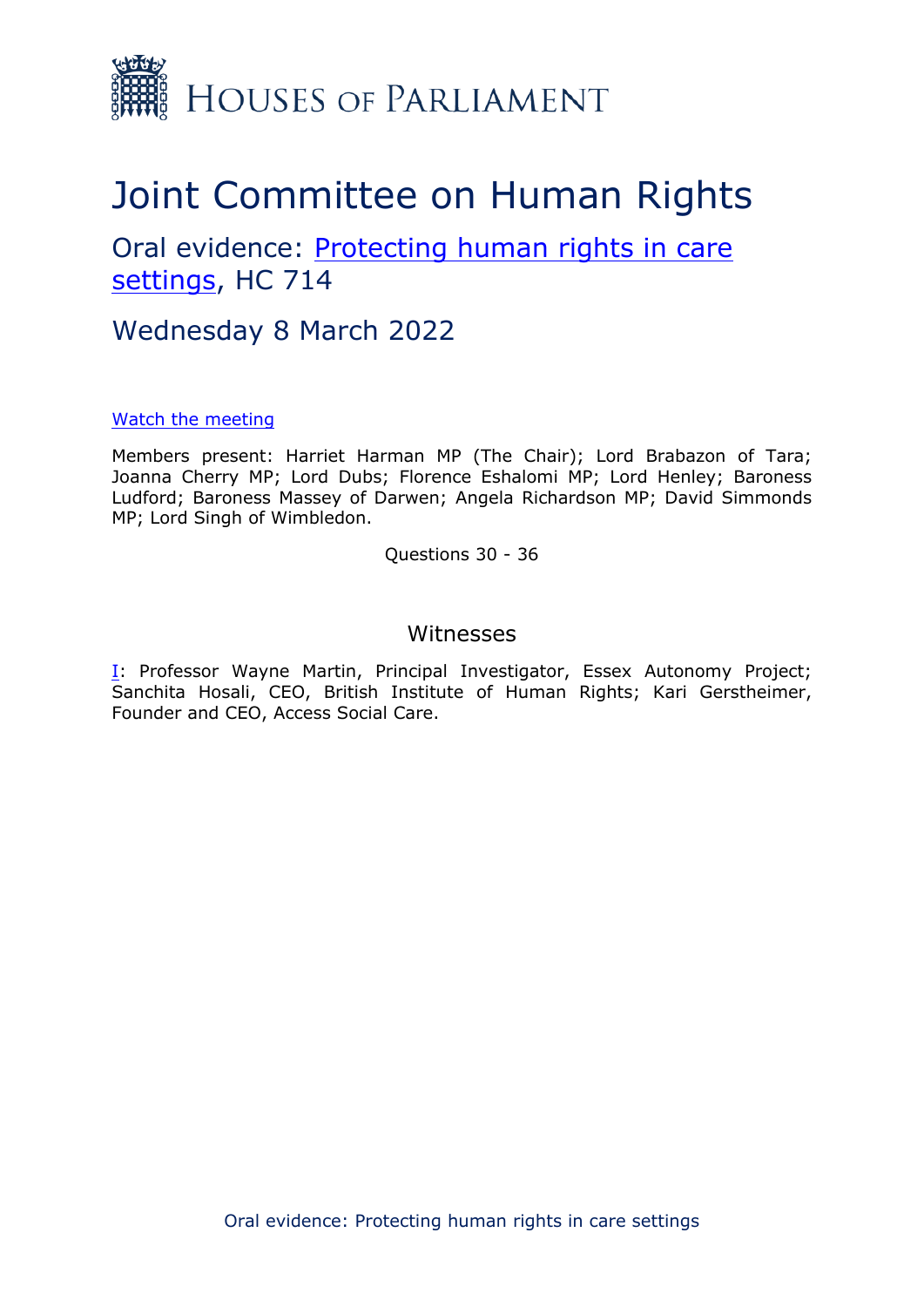# Houses of Parliament

# Joint Committee on Human Rights

## Oral evidence: Protecting human rights in care settings, HC 714

## Wednesday 8 March 2022

Watch the meeting

Members present: Harriet Harman MP (The Chair); Lord Brabazon of Tara; Joanna Cherry MP; Lord Dubs; Florence Eshalomi MP; Lord Henley; Baroness Ludford; Baroness Massey of Darwen; Angela Richardson MP; David Simmonds MP; Lord Singh of Wimbledon.

Questions 30 - 36

### Witnesses

I: Professor Wayne Martin, Principal Investigator, Essex Autonomy Project; Sanchita Hosali, CEO, British Institute of Human Rights; Kari Gerstheimer, Founder and CEO, Access Social Care.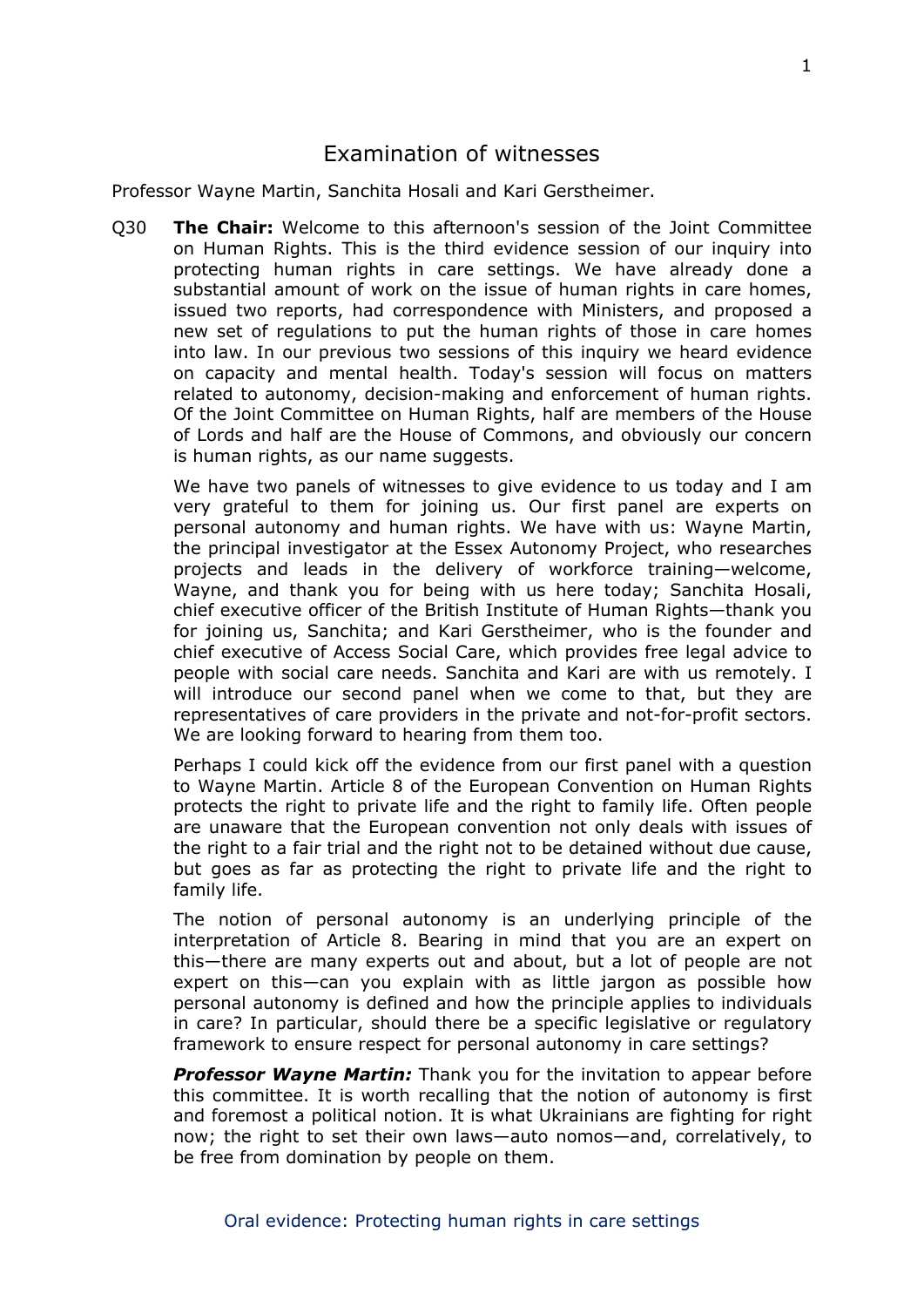# Examination of witnesses

Professor Wayne Martin, Sanchita Hosali and Kari Gerstheimer.

Q30 **The Chair:** Welcome to this afternoon's session of the Joint Committee on Human Rights. This is the third evidence session of our inquiry into protecting human rights in care settings. We have already done a substantial amount of work on the issue of human rights in care homes, issued two reports, had correspondence with Ministers, and proposed a new set of regulations to put the human rights of those in care homes into law. In our previous two sessions of this inquiry we heard evidence on capacity and mental health. Today's session will focus on matters related to autonomy, decision-making and enforcement of human rights. Of the Joint Committee on Human Rights, half are members of the House of Lords and half are the House of Commons, and obviously our concern is human rights, as our name suggests.

We have two panels of witnesses to give evidence to us today and I am very grateful to them for joining us. Our first panel are experts on personal autonomy and human rights. We have with us: Wayne Martin, the principal investigator at the Essex Autonomy Project, who researches projects and leads in the delivery of workforce training—welcome, Wayne, and thank you for being with us here today; Sanchita Hosali, chief executive officer of the British Institute of Human Rights—thank you for joining us, Sanchita; and Kari Gerstheimer, who is the founder and chief executive of Access Social Care, which provides free legal advice to people with social care needs. Sanchita and Kari are with us remotely. I will introduce our second panel when we come to that, but they are representatives of care providers in the private and not-for-profit sectors. We are looking forward to hearing from them too.

Perhaps I could kick off the evidence from our first panel with a question to Wayne Martin. Article 8 of the European Convention on Human Rights protects the right to private life and the right to family life. Often people are unaware that the European convention not only deals with issues of the right to a fair trial and the right not to be detained without due cause, but goes as far as protecting the right to private life and the right to family life.

The notion of personal autonomy is an underlying principle of the interpretation of Article 8. Bearing in mind that you are an expert on this—there are many experts out and about, but a lot of people are not expert on this—can you explain with as little jargon as possible how personal autonomy is defined and how the principle applies to individuals in care? In particular, should there be a specific legislative or regulatory framework to ensure respect for personal autonomy in care settings?

***Professor Wayne Martin:*** Thank you for the invitation to appear before this committee. It is worth recalling that the notion of autonomy is first and foremost a political notion. It is what Ukrainians are fighting for right now; the right to set their own laws—auto nomos—and, correlatively, to be free from domination by people on them.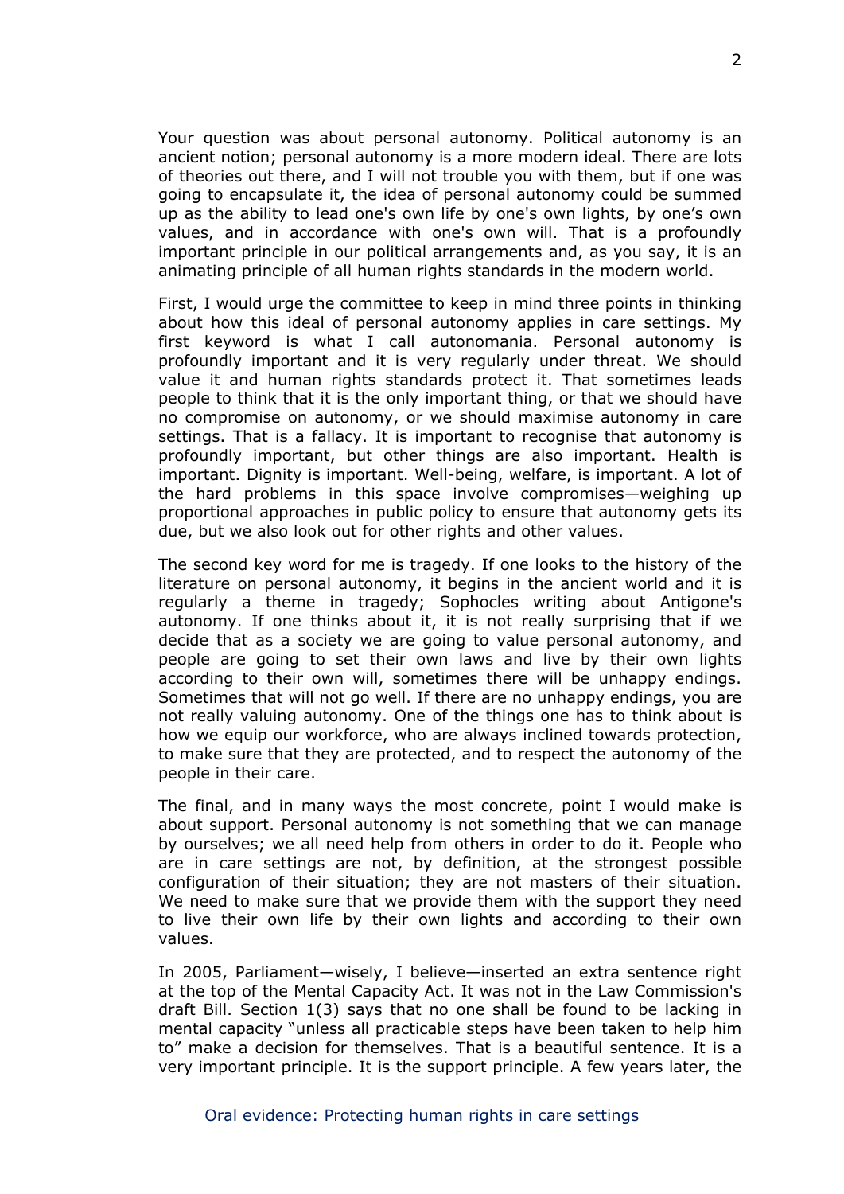Your question was about personal autonomy. Political autonomy is an ancient notion; personal autonomy is a more modern ideal. There are lots of theories out there, and I will not trouble you with them, but if one was going to encapsulate it, the idea of personal autonomy could be summed up as the ability to lead one's own life by one's own lights, by one's own values, and in accordance with one's own will. That is a profoundly important principle in our political arrangements and, as you say, it is an animating principle of all human rights standards in the modern world.

First, I would urge the committee to keep in mind three points in thinking about how this ideal of personal autonomy applies in care settings. My first keyword is what I call autonomania. Personal autonomy is profoundly important and it is very regularly under threat. We should value it and human rights standards protect it. That sometimes leads people to think that it is the only important thing, or that we should have no compromise on autonomy, or we should maximise autonomy in care settings. That is a fallacy. It is important to recognise that autonomy is profoundly important, but other things are also important. Health is important. Dignity is important. Well-being, welfare, is important. A lot of the hard problems in this space involve compromises—weighing up proportional approaches in public policy to ensure that autonomy gets its due, but we also look out for other rights and other values.

The second key word for me is tragedy. If one looks to the history of the literature on personal autonomy, it begins in the ancient world and it is regularly a theme in tragedy; Sophocles writing about Antigone's autonomy. If one thinks about it, it is not really surprising that if we decide that as a society we are going to value personal autonomy, and people are going to set their own laws and live by their own lights according to their own will, sometimes there will be unhappy endings. Sometimes that will not go well. If there are no unhappy endings, you are not really valuing autonomy. One of the things one has to think about is how we equip our workforce, who are always inclined towards protection, to make sure that they are protected, and to respect the autonomy of the people in their care.

The final, and in many ways the most concrete, point I would make is about support. Personal autonomy is not something that we can manage by ourselves; we all need help from others in order to do it. People who are in care settings are not, by definition, at the strongest possible configuration of their situation; they are not masters of their situation. We need to make sure that we provide them with the support they need to live their own life by their own lights and according to their own values.

In 2005, Parliament—wisely, I believe—inserted an extra sentence right at the top of the Mental Capacity Act. It was not in the Law Commission's draft Bill. Section 1(3) says that no one shall be found to be lacking in mental capacity "unless all practicable steps have been taken to help him to" make a decision for themselves. That is a beautiful sentence. It is a very important principle. It is the support principle. A few years later, the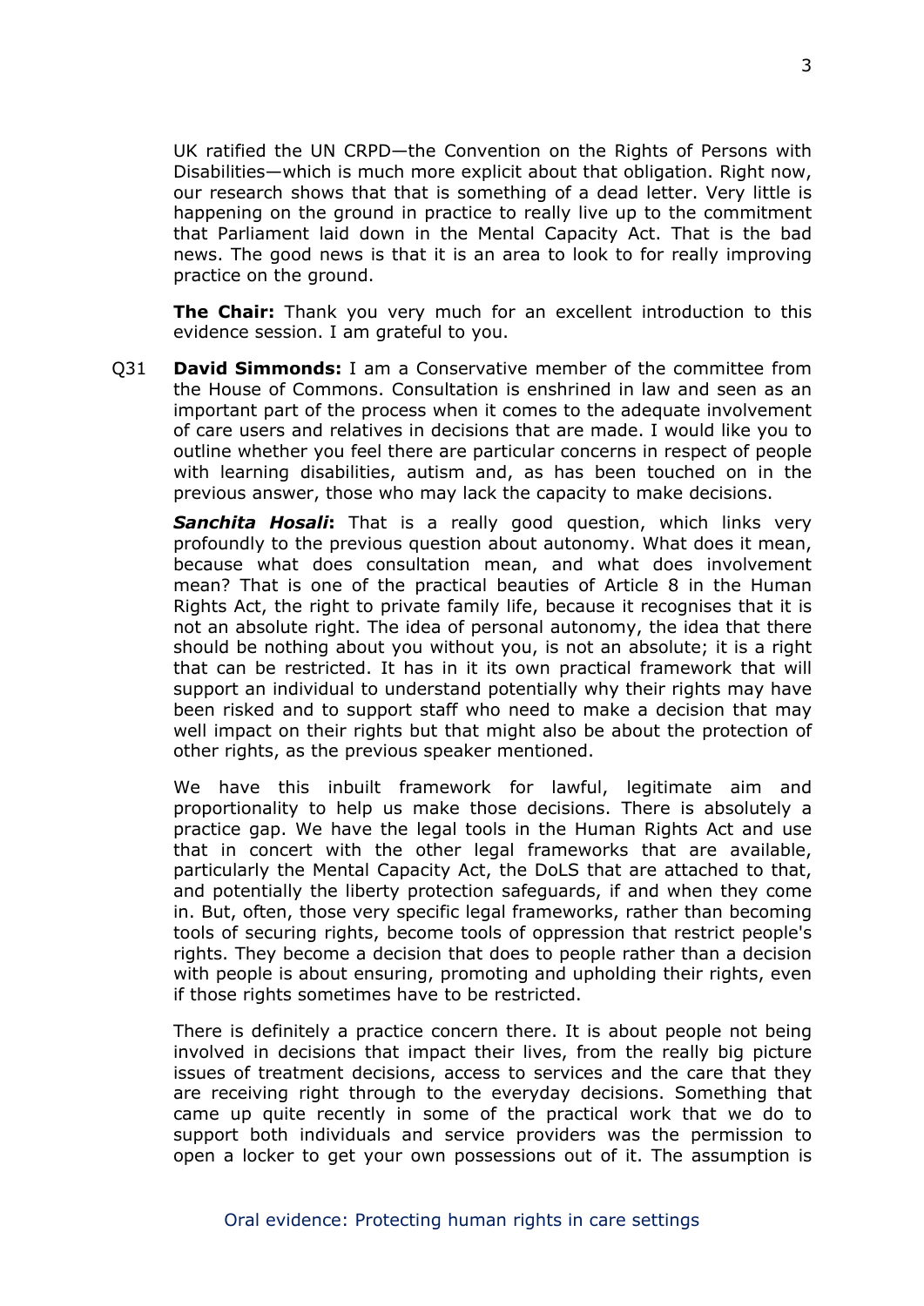UK ratified the UN CRPD—the Convention on the Rights of Persons with Disabilities—which is much more explicit about that obligation. Right now, our research shows that that is something of a dead letter. Very little is happening on the ground in practice to really live up to the commitment that Parliament laid down in the Mental Capacity Act. That is the bad news. The good news is that it is an area to look to for really improving practice on the ground.

**The Chair:** Thank you very much for an excellent introduction to this evidence session. I am grateful to you.

Q31 **David Simmonds:** I am a Conservative member of the committee from the House of Commons. Consultation is enshrined in law and seen as an important part of the process when it comes to the adequate involvement of care users and relatives in decisions that are made. I would like you to outline whether you feel there are particular concerns in respect of people with learning disabilities, autism and, as has been touched on in the previous answer, those who may lack the capacity to make decisions.

***Sanchita Hosali*:** That is a really good question, which links very profoundly to the previous question about autonomy. What does it mean, because what does consultation mean, and what does involvement mean? That is one of the practical beauties of Article 8 in the Human Rights Act, the right to private family life, because it recognises that it is not an absolute right. The idea of personal autonomy, the idea that there should be nothing about you without you, is not an absolute; it is a right that can be restricted. It has in it its own practical framework that will support an individual to understand potentially why their rights may have been risked and to support staff who need to make a decision that may well impact on their rights but that might also be about the protection of other rights, as the previous speaker mentioned.

We have this inbuilt framework for lawful, legitimate aim and proportionality to help us make those decisions. There is absolutely a practice gap. We have the legal tools in the Human Rights Act and use that in concert with the other legal frameworks that are available, particularly the Mental Capacity Act, the DoLS that are attached to that, and potentially the liberty protection safeguards, if and when they come in. But, often, those very specific legal frameworks, rather than becoming tools of securing rights, become tools of oppression that restrict people's rights. They become a decision that does to people rather than a decision with people is about ensuring, promoting and upholding their rights, even if those rights sometimes have to be restricted.

There is definitely a practice concern there. It is about people not being involved in decisions that impact their lives, from the really big picture issues of treatment decisions, access to services and the care that they are receiving right through to the everyday decisions. Something that came up quite recently in some of the practical work that we do to support both individuals and service providers was the permission to open a locker to get your own possessions out of it. The assumption is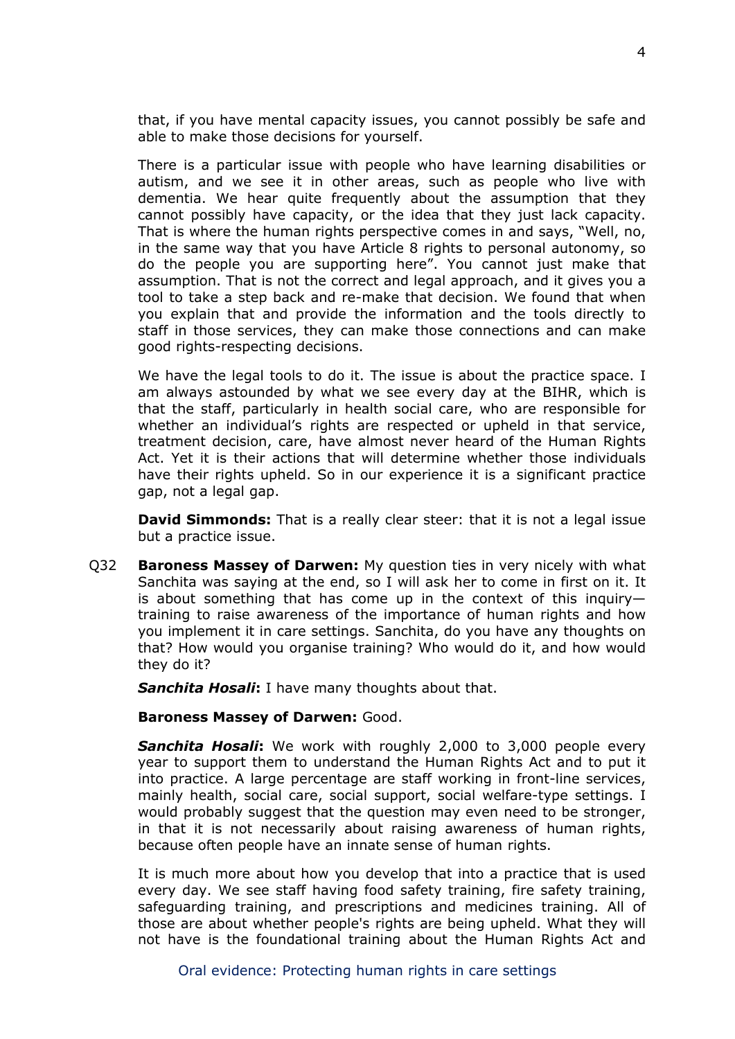that, if you have mental capacity issues, you cannot possibly be safe and able to make those decisions for yourself.

There is a particular issue with people who have learning disabilities or autism, and we see it in other areas, such as people who live with dementia. We hear quite frequently about the assumption that they cannot possibly have capacity, or the idea that they just lack capacity. That is where the human rights perspective comes in and says, "Well, no, in the same way that you have Article 8 rights to personal autonomy, so do the people you are supporting here". You cannot just make that assumption. That is not the correct and legal approach, and it gives you a tool to take a step back and re-make that decision. We found that when you explain that and provide the information and the tools directly to staff in those services, they can make those connections and can make good rights-respecting decisions.

We have the legal tools to do it. The issue is about the practice space. I am always astounded by what we see every day at the BIHR, which is that the staff, particularly in health social care, who are responsible for whether an individual's rights are respected or upheld in that service, treatment decision, care, have almost never heard of the Human Rights Act. Yet it is their actions that will determine whether those individuals have their rights upheld. So in our experience it is a significant practice gap, not a legal gap.

**David Simmonds:** That is a really clear steer: that it is not a legal issue but a practice issue.

Q32 **Baroness Massey of Darwen:** My question ties in very nicely with what Sanchita was saying at the end, so I will ask her to come in first on it. It is about something that has come up in the context of this inquiry—training to raise awareness of the importance of human rights and how you implement it in care settings. Sanchita, do you have any thoughts on that? How would you organise training? Who would do it, and how would they do it?

***Sanchita Hosali*:** I have many thoughts about that.

**Baroness Massey of Darwen:** Good.

***Sanchita Hosali*:** We work with roughly 2,000 to 3,000 people every year to support them to understand the Human Rights Act and to put it into practice. A large percentage are staff working in front-line services, mainly health, social care, social support, social welfare-type settings. I would probably suggest that the question may even need to be stronger, in that it is not necessarily about raising awareness of human rights, because often people have an innate sense of human rights.

It is much more about how you develop that into a practice that is used every day. We see staff having food safety training, fire safety training, safeguarding training, and prescriptions and medicines training. All of those are about whether people's rights are being upheld. What they will not have is the foundational training about the Human Rights Act and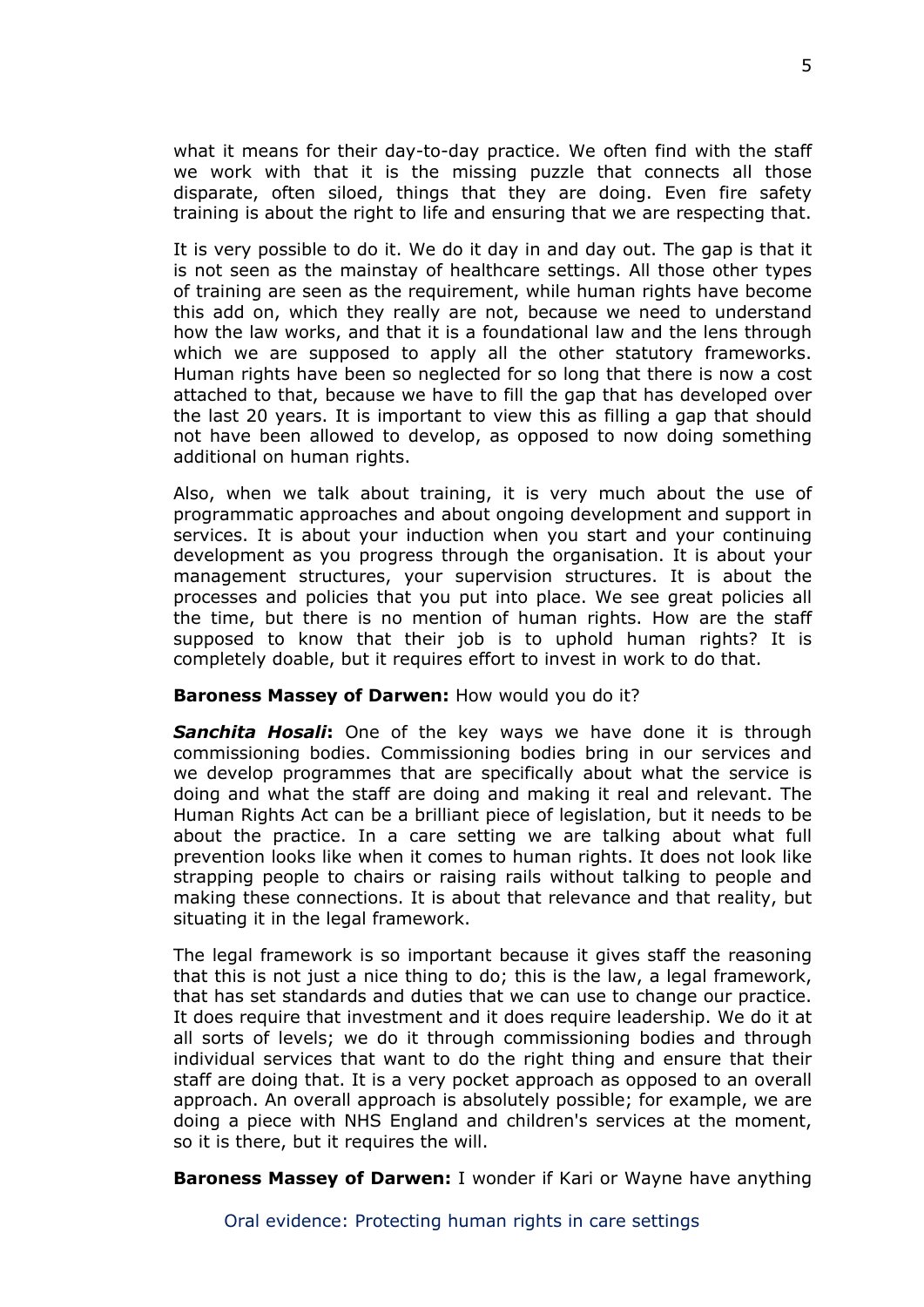what it means for their day-to-day practice. We often find with the staff we work with that it is the missing puzzle that connects all those disparate, often siloed, things that they are doing. Even fire safety training is about the right to life and ensuring that we are respecting that.

It is very possible to do it. We do it day in and day out. The gap is that it is not seen as the mainstay of healthcare settings. All those other types of training are seen as the requirement, while human rights have become this add on, which they really are not, because we need to understand how the law works, and that it is a foundational law and the lens through which we are supposed to apply all the other statutory frameworks. Human rights have been so neglected for so long that there is now a cost attached to that, because we have to fill the gap that has developed over the last 20 years. It is important to view this as filling a gap that should not have been allowed to develop, as opposed to now doing something additional on human rights.

Also, when we talk about training, it is very much about the use of programmatic approaches and about ongoing development and support in services. It is about your induction when you start and your continuing development as you progress through the organisation. It is about your management structures, your supervision structures. It is about the processes and policies that you put into place. We see great policies all the time, but there is no mention of human rights. How are the staff supposed to know that their job is to uphold human rights? It is completely doable, but it requires effort to invest in work to do that.

**Baroness Massey of Darwen:** How would you do it?

***Sanchita Hosali*:** One of the key ways we have done it is through commissioning bodies. Commissioning bodies bring in our services and we develop programmes that are specifically about what the service is doing and what the staff are doing and making it real and relevant. The Human Rights Act can be a brilliant piece of legislation, but it needs to be about the practice. In a care setting we are talking about what full prevention looks like when it comes to human rights. It does not look like strapping people to chairs or raising rails without talking to people and making these connections. It is about that relevance and that reality, but situating it in the legal framework.

The legal framework is so important because it gives staff the reasoning that this is not just a nice thing to do; this is the law, a legal framework, that has set standards and duties that we can use to change our practice. It does require that investment and it does require leadership. We do it at all sorts of levels; we do it through commissioning bodies and through individual services that want to do the right thing and ensure that their staff are doing that. It is a very pocket approach as opposed to an overall approach. An overall approach is absolutely possible; for example, we are doing a piece with NHS England and children's services at the moment, so it is there, but it requires the will.

**Baroness Massey of Darwen:** I wonder if Kari or Wayne have anything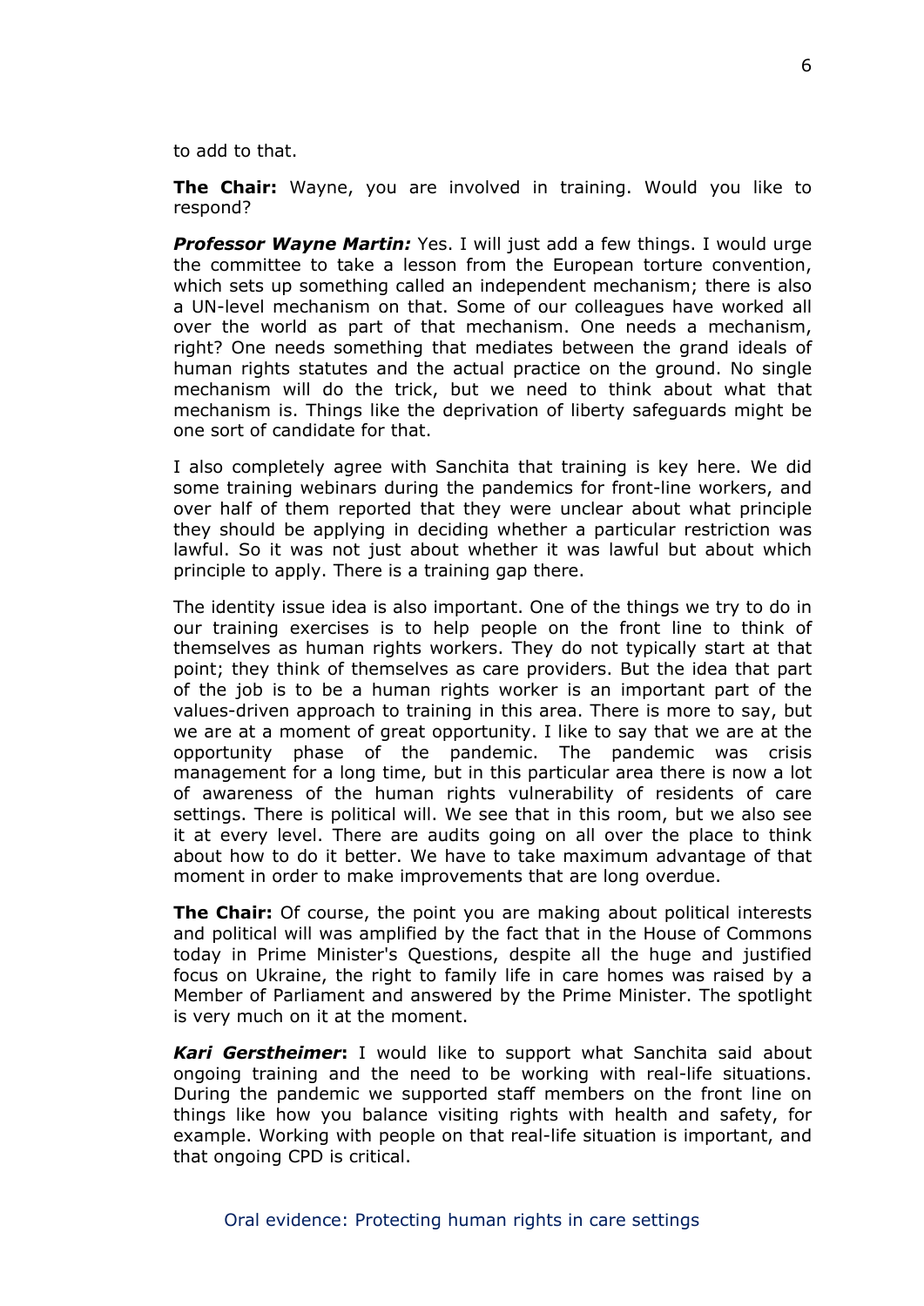to add to that.

**The Chair:** Wayne, you are involved in training. Would you like to respond?

***Professor Wayne Martin:*** Yes. I will just add a few things. I would urge the committee to take a lesson from the European torture convention, which sets up something called an independent mechanism; there is also a UN-level mechanism on that. Some of our colleagues have worked all over the world as part of that mechanism. One needs a mechanism, right? One needs something that mediates between the grand ideals of human rights statutes and the actual practice on the ground. No single mechanism will do the trick, but we need to think about what that mechanism is. Things like the deprivation of liberty safeguards might be one sort of candidate for that.

I also completely agree with Sanchita that training is key here. We did some training webinars during the pandemics for front-line workers, and over half of them reported that they were unclear about what principle they should be applying in deciding whether a particular restriction was lawful. So it was not just about whether it was lawful but about which principle to apply. There is a training gap there.

The identity issue idea is also important. One of the things we try to do in our training exercises is to help people on the front line to think of themselves as human rights workers. They do not typically start at that point; they think of themselves as care providers. But the idea that part of the job is to be a human rights worker is an important part of the values-driven approach to training in this area. There is more to say, but we are at a moment of great opportunity. I like to say that we are at the opportunity phase of the pandemic. The pandemic was crisis management for a long time, but in this particular area there is now a lot of awareness of the human rights vulnerability of residents of care settings. There is political will. We see that in this room, but we also see it at every level. There are audits going on all over the place to think about how to do it better. We have to take maximum advantage of that moment in order to make improvements that are long overdue.

**The Chair:** Of course, the point you are making about political interests and political will was amplified by the fact that in the House of Commons today in Prime Minister's Questions, despite all the huge and justified focus on Ukraine, the right to family life in care homes was raised by a Member of Parliament and answered by the Prime Minister. The spotlight is very much on it at the moment.

***Kari Gerstheimer*:** I would like to support what Sanchita said about ongoing training and the need to be working with real-life situations. During the pandemic we supported staff members on the front line on things like how you balance visiting rights with health and safety, for example. Working with people on that real-life situation is important, and that ongoing CPD is critical.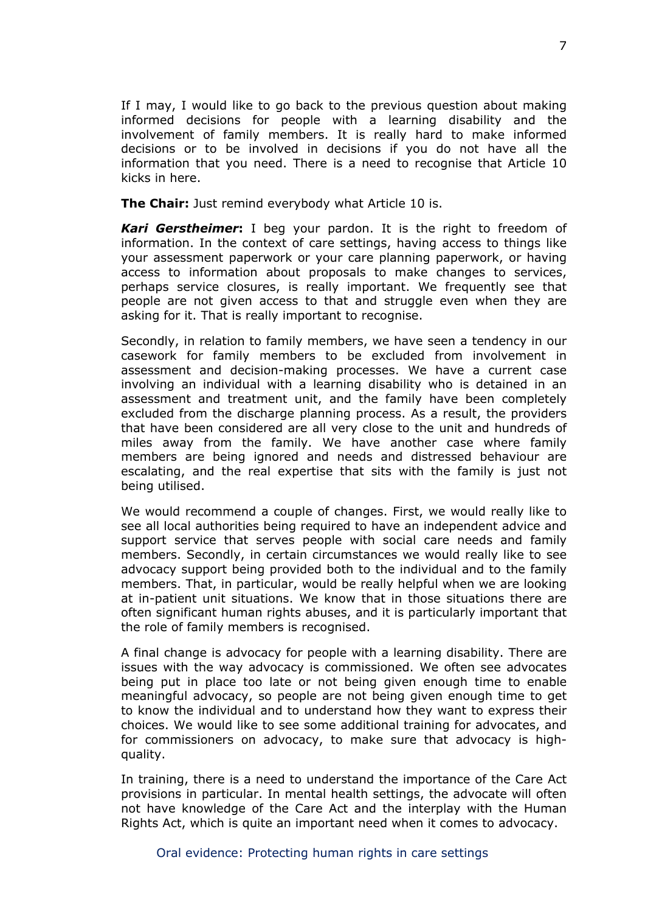If I may, I would like to go back to the previous question about making informed decisions for people with a learning disability and the involvement of family members. It is really hard to make informed decisions or to be involved in decisions if you do not have all the information that you need. There is a need to recognise that Article 10 kicks in here.

**The Chair:** Just remind everybody what Article 10 is.

***Kari Gerstheimer*:** I beg your pardon. It is the right to freedom of information. In the context of care settings, having access to things like your assessment paperwork or your care planning paperwork, or having access to information about proposals to make changes to services, perhaps service closures, is really important. We frequently see that people are not given access to that and struggle even when they are asking for it. That is really important to recognise.

Secondly, in relation to family members, we have seen a tendency in our casework for family members to be excluded from involvement in assessment and decision-making processes. We have a current case involving an individual with a learning disability who is detained in an assessment and treatment unit, and the family have been completely excluded from the discharge planning process. As a result, the providers that have been considered are all very close to the unit and hundreds of miles away from the family. We have another case where family members are being ignored and needs and distressed behaviour are escalating, and the real expertise that sits with the family is just not being utilised.

We would recommend a couple of changes. First, we would really like to see all local authorities being required to have an independent advice and support service that serves people with social care needs and family members. Secondly, in certain circumstances we would really like to see advocacy support being provided both to the individual and to the family members. That, in particular, would be really helpful when we are looking at in-patient unit situations. We know that in those situations there are often significant human rights abuses, and it is particularly important that the role of family members is recognised.

A final change is advocacy for people with a learning disability. There are issues with the way advocacy is commissioned. We often see advocates being put in place too late or not being given enough time to enable meaningful advocacy, so people are not being given enough time to get to know the individual and to understand how they want to express their choices. We would like to see some additional training for advocates, and for commissioners on advocacy, to make sure that advocacy is high-quality.

In training, there is a need to understand the importance of the Care Act provisions in particular. In mental health settings, the advocate will often not have knowledge of the Care Act and the interplay with the Human Rights Act, which is quite an important need when it comes to advocacy.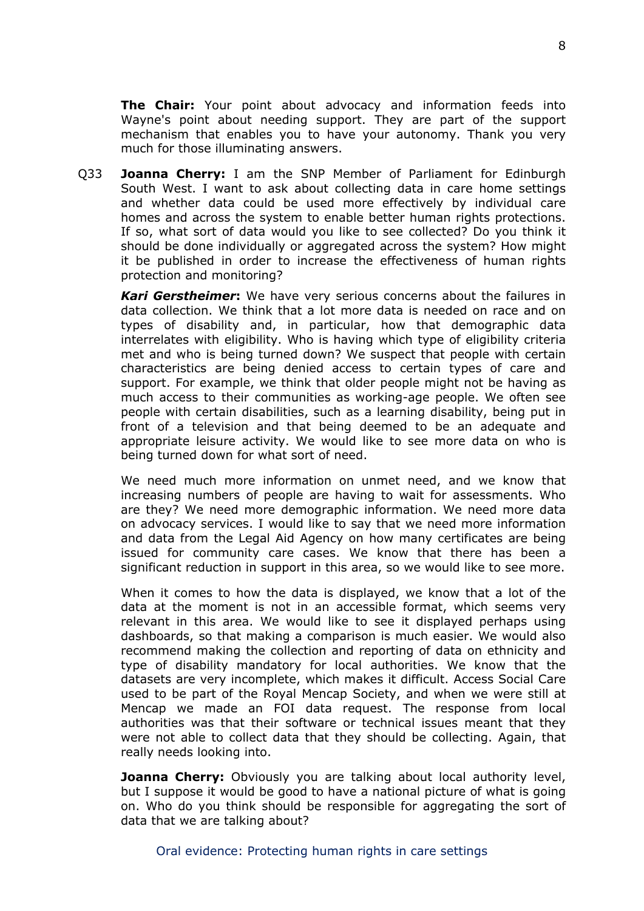**The Chair:** Your point about advocacy and information feeds into Wayne's point about needing support. They are part of the support mechanism that enables you to have your autonomy. Thank you very much for those illuminating answers.

Q33 **Joanna Cherry:** I am the SNP Member of Parliament for Edinburgh South West. I want to ask about collecting data in care home settings and whether data could be used more effectively by individual care homes and across the system to enable better human rights protections. If so, what sort of data would you like to see collected? Do you think it should be done individually or aggregated across the system? How might it be published in order to increase the effectiveness of human rights protection and monitoring?

***Kari Gerstheimer*:** We have very serious concerns about the failures in data collection. We think that a lot more data is needed on race and on types of disability and, in particular, how that demographic data interrelates with eligibility. Who is having which type of eligibility criteria met and who is being turned down? We suspect that people with certain characteristics are being denied access to certain types of care and support. For example, we think that older people might not be having as much access to their communities as working-age people. We often see people with certain disabilities, such as a learning disability, being put in front of a television and that being deemed to be an adequate and appropriate leisure activity. We would like to see more data on who is being turned down for what sort of need.

We need much more information on unmet need, and we know that increasing numbers of people are having to wait for assessments. Who are they? We need more demographic information. We need more data on advocacy services. I would like to say that we need more information and data from the Legal Aid Agency on how many certificates are being issued for community care cases. We know that there has been a significant reduction in support in this area, so we would like to see more.

When it comes to how the data is displayed, we know that a lot of the data at the moment is not in an accessible format, which seems very relevant in this area. We would like to see it displayed perhaps using dashboards, so that making a comparison is much easier. We would also recommend making the collection and reporting of data on ethnicity and type of disability mandatory for local authorities. We know that the datasets are very incomplete, which makes it difficult. Access Social Care used to be part of the Royal Mencap Society, and when we were still at Mencap we made an FOI data request. The response from local authorities was that their software or technical issues meant that they were not able to collect data that they should be collecting. Again, that really needs looking into.

**Joanna Cherry:** Obviously you are talking about local authority level, but I suppose it would be good to have a national picture of what is going on. Who do you think should be responsible for aggregating the sort of data that we are talking about?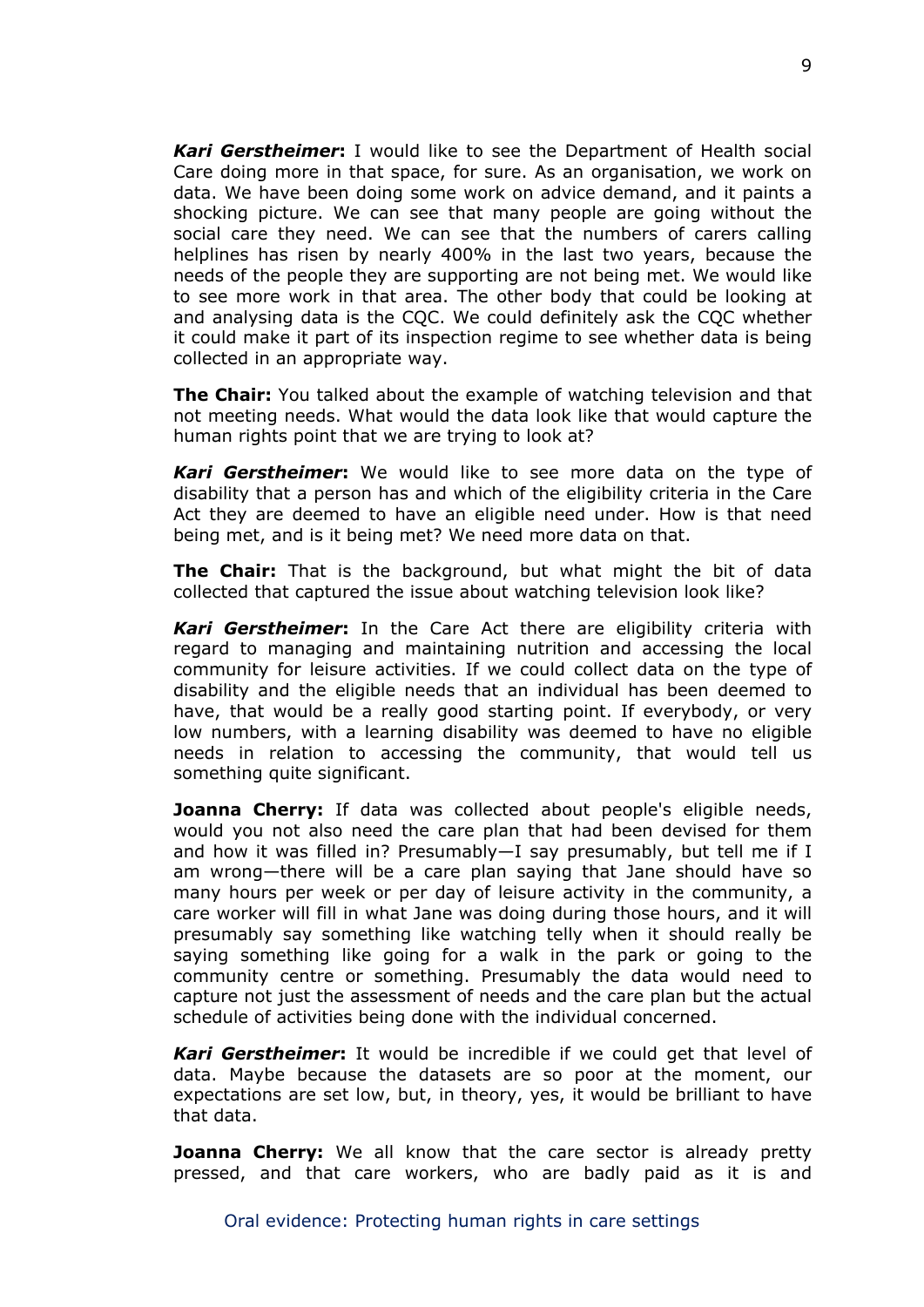***Kari Gerstheimer*:** I would like to see the Department of Health social Care doing more in that space, for sure. As an organisation, we work on data. We have been doing some work on advice demand, and it paints a shocking picture. We can see that many people are going without the social care they need. We can see that the numbers of carers calling helplines has risen by nearly 400% in the last two years, because the needs of the people they are supporting are not being met. We would like to see more work in that area. The other body that could be looking at and analysing data is the CQC. We could definitely ask the CQC whether it could make it part of its inspection regime to see whether data is being collected in an appropriate way.

**The Chair:** You talked about the example of watching television and that not meeting needs. What would the data look like that would capture the human rights point that we are trying to look at?

***Kari Gerstheimer*:** We would like to see more data on the type of disability that a person has and which of the eligibility criteria in the Care Act they are deemed to have an eligible need under. How is that need being met, and is it being met? We need more data on that.

**The Chair:** That is the background, but what might the bit of data collected that captured the issue about watching television look like?

***Kari Gerstheimer*:** In the Care Act there are eligibility criteria with regard to managing and maintaining nutrition and accessing the local community for leisure activities. If we could collect data on the type of disability and the eligible needs that an individual has been deemed to have, that would be a really good starting point. If everybody, or very low numbers, with a learning disability was deemed to have no eligible needs in relation to accessing the community, that would tell us something quite significant.

**Joanna Cherry:** If data was collected about people's eligible needs, would you not also need the care plan that had been devised for them and how it was filled in? Presumably—I say presumably, but tell me if I am wrong—there will be a care plan saying that Jane should have so many hours per week or per day of leisure activity in the community, a care worker will fill in what Jane was doing during those hours, and it will presumably say something like watching telly when it should really be saying something like going for a walk in the park or going to the community centre or something. Presumably the data would need to capture not just the assessment of needs and the care plan but the actual schedule of activities being done with the individual concerned.

***Kari Gerstheimer*:** It would be incredible if we could get that level of data. Maybe because the datasets are so poor at the moment, our expectations are set low, but, in theory, yes, it would be brilliant to have that data.

**Joanna Cherry:** We all know that the care sector is already pretty pressed, and that care workers, who are badly paid as it is and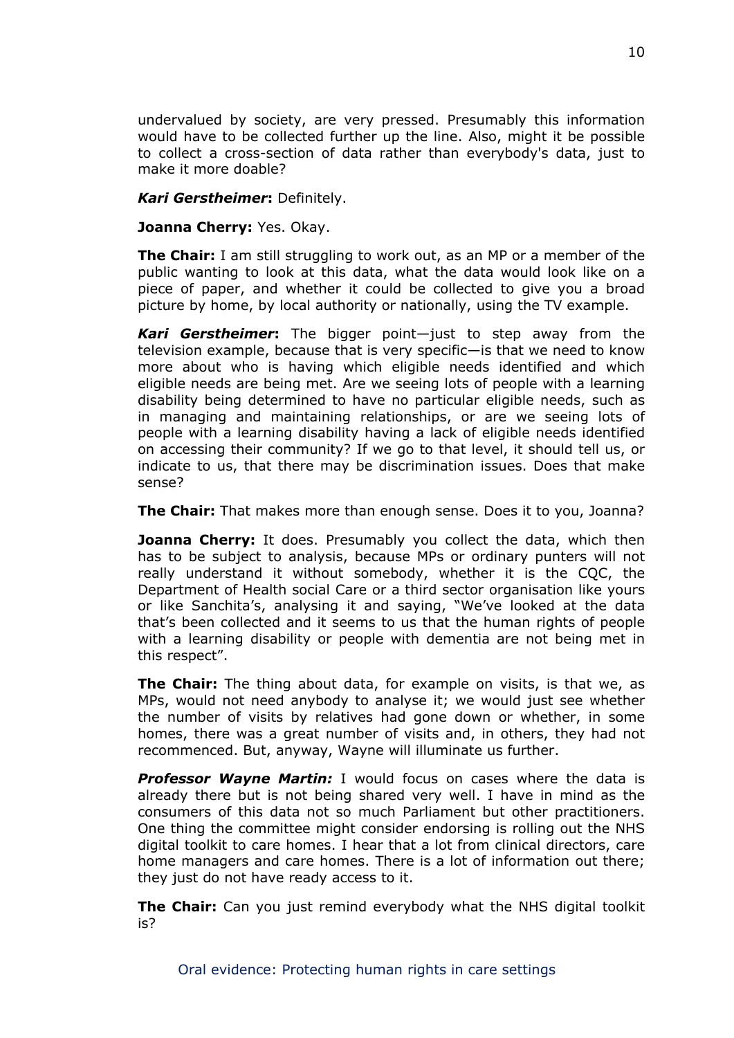undervalued by society, are very pressed. Presumably this information would have to be collected further up the line. Also, might it be possible to collect a cross-section of data rather than everybody's data, just to make it more doable?

***Kari Gerstheimer*:** Definitely.

**Joanna Cherry:** Yes. Okay.

**The Chair:** I am still struggling to work out, as an MP or a member of the public wanting to look at this data, what the data would look like on a piece of paper, and whether it could be collected to give you a broad picture by home, by local authority or nationally, using the TV example.

***Kari Gerstheimer*:** The bigger point—just to step away from the television example, because that is very specific—is that we need to know more about who is having which eligible needs identified and which eligible needs are being met. Are we seeing lots of people with a learning disability being determined to have no particular eligible needs, such as in managing and maintaining relationships, or are we seeing lots of people with a learning disability having a lack of eligible needs identified on accessing their community? If we go to that level, it should tell us, or indicate to us, that there may be discrimination issues. Does that make sense?

**The Chair:** That makes more than enough sense. Does it to you, Joanna?

**Joanna Cherry:** It does. Presumably you collect the data, which then has to be subject to analysis, because MPs or ordinary punters will not really understand it without somebody, whether it is the CQC, the Department of Health social Care or a third sector organisation like yours or like Sanchita's, analysing it and saying, "We've looked at the data that's been collected and it seems to us that the human rights of people with a learning disability or people with dementia are not being met in this respect".

**The Chair:** The thing about data, for example on visits, is that we, as MPs, would not need anybody to analyse it; we would just see whether the number of visits by relatives had gone down or whether, in some homes, there was a great number of visits and, in others, they had not recommenced. But, anyway, Wayne will illuminate us further.

***Professor Wayne Martin:*** I would focus on cases where the data is already there but is not being shared very well. I have in mind as the consumers of this data not so much Parliament but other practitioners. One thing the committee might consider endorsing is rolling out the NHS digital toolkit to care homes. I hear that a lot from clinical directors, care home managers and care homes. There is a lot of information out there; they just do not have ready access to it.

**The Chair:** Can you just remind everybody what the NHS digital toolkit is?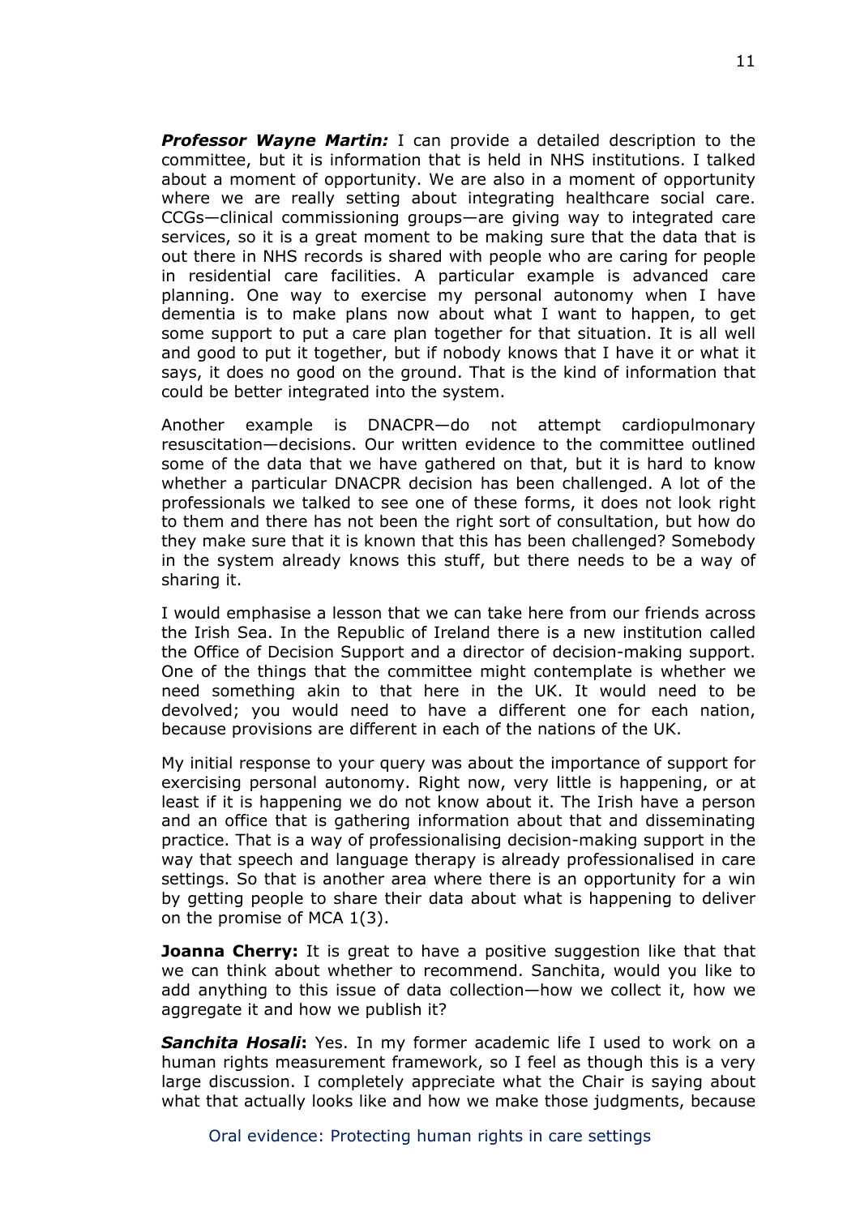***Professor Wayne Martin:*** I can provide a detailed description to the committee, but it is information that is held in NHS institutions. I talked about a moment of opportunity. We are also in a moment of opportunity where we are really setting about integrating healthcare social care. CCGs—clinical commissioning groups—are giving way to integrated care services, so it is a great moment to be making sure that the data that is out there in NHS records is shared with people who are caring for people in residential care facilities. A particular example is advanced care planning. One way to exercise my personal autonomy when I have dementia is to make plans now about what I want to happen, to get some support to put a care plan together for that situation. It is all well and good to put it together, but if nobody knows that I have it or what it says, it does no good on the ground. That is the kind of information that could be better integrated into the system.

Another example is DNACPR—do not attempt cardiopulmonary resuscitation—decisions. Our written evidence to the committee outlined some of the data that we have gathered on that, but it is hard to know whether a particular DNACPR decision has been challenged. A lot of the professionals we talked to see one of these forms, it does not look right to them and there has not been the right sort of consultation, but how do they make sure that it is known that this has been challenged? Somebody in the system already knows this stuff, but there needs to be a way of sharing it.

I would emphasise a lesson that we can take here from our friends across the Irish Sea. In the Republic of Ireland there is a new institution called the Office of Decision Support and a director of decision-making support. One of the things that the committee might contemplate is whether we need something akin to that here in the UK. It would need to be devolved; you would need to have a different one for each nation, because provisions are different in each of the nations of the UK.

My initial response to your query was about the importance of support for exercising personal autonomy. Right now, very little is happening, or at least if it is happening we do not know about it. The Irish have a person and an office that is gathering information about that and disseminating practice. That is a way of professionalising decision-making support in the way that speech and language therapy is already professionalised in care settings. So that is another area where there is an opportunity for a win by getting people to share their data about what is happening to deliver on the promise of MCA 1(3).

**Joanna Cherry:** It is great to have a positive suggestion like that that we can think about whether to recommend. Sanchita, would you like to add anything to this issue of data collection—how we collect it, how we aggregate it and how we publish it?

***Sanchita Hosali*:** Yes. In my former academic life I used to work on a human rights measurement framework, so I feel as though this is a very large discussion. I completely appreciate what the Chair is saying about what that actually looks like and how we make those judgments, because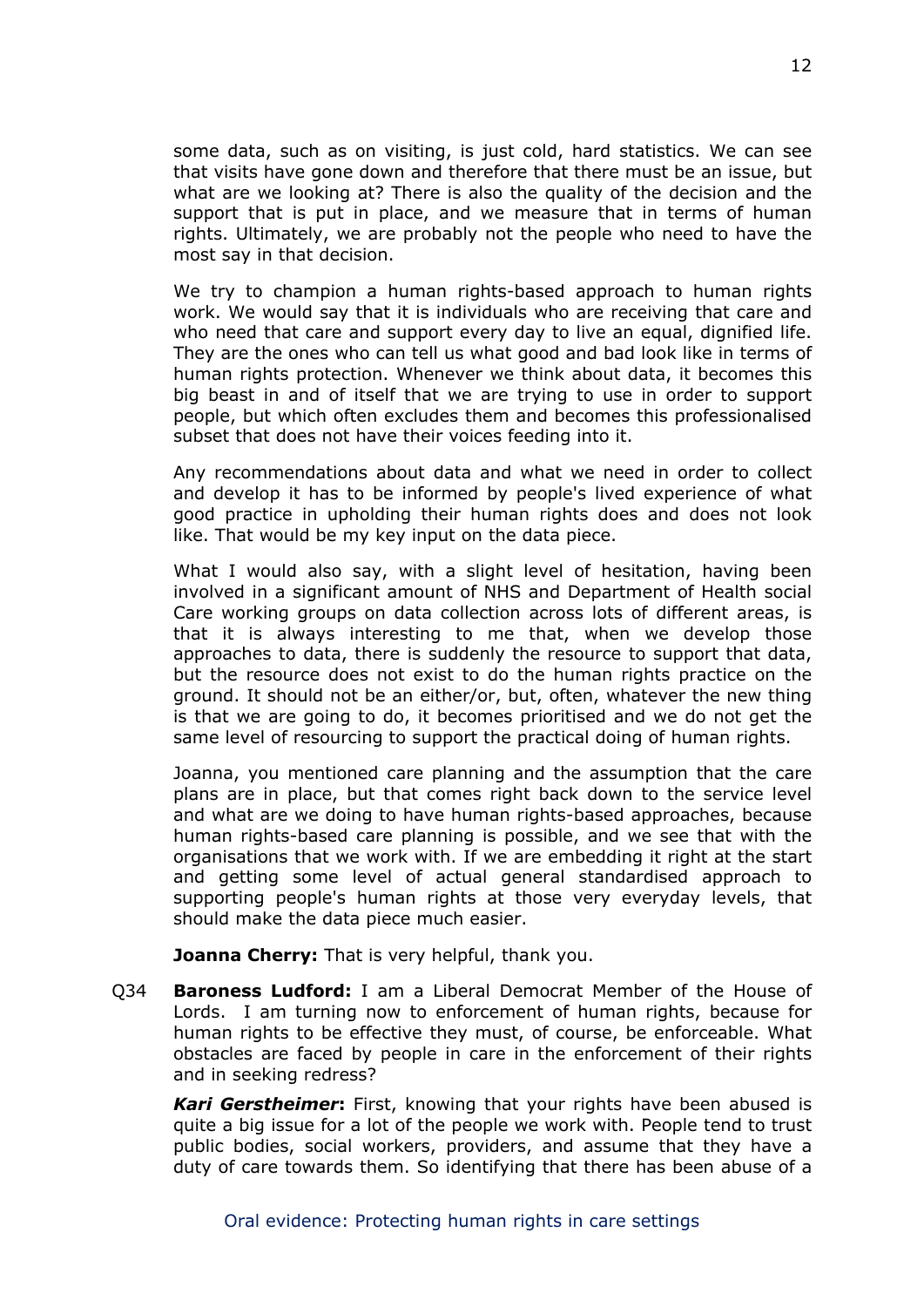some data, such as on visiting, is just cold, hard statistics. We can see that visits have gone down and therefore that there must be an issue, but what are we looking at? There is also the quality of the decision and the support that is put in place, and we measure that in terms of human rights. Ultimately, we are probably not the people who need to have the most say in that decision.

We try to champion a human rights-based approach to human rights work. We would say that it is individuals who are receiving that care and who need that care and support every day to live an equal, dignified life. They are the ones who can tell us what good and bad look like in terms of human rights protection. Whenever we think about data, it becomes this big beast in and of itself that we are trying to use in order to support people, but which often excludes them and becomes this professionalised subset that does not have their voices feeding into it.

Any recommendations about data and what we need in order to collect and develop it has to be informed by people's lived experience of what good practice in upholding their human rights does and does not look like. That would be my key input on the data piece.

What I would also say, with a slight level of hesitation, having been involved in a significant amount of NHS and Department of Health social Care working groups on data collection across lots of different areas, is that it is always interesting to me that, when we develop those approaches to data, there is suddenly the resource to support that data, but the resource does not exist to do the human rights practice on the ground. It should not be an either/or, but, often, whatever the new thing is that we are going to do, it becomes prioritised and we do not get the same level of resourcing to support the practical doing of human rights.

Joanna, you mentioned care planning and the assumption that the care plans are in place, but that comes right back down to the service level and what are we doing to have human rights-based approaches, because human rights-based care planning is possible, and we see that with the organisations that we work with. If we are embedding it right at the start and getting some level of actual general standardised approach to supporting people's human rights at those very everyday levels, that should make the data piece much easier.

**Joanna Cherry:** That is very helpful, thank you.

Q34 **Baroness Ludford:** I am a Liberal Democrat Member of the House of Lords. I am turning now to enforcement of human rights, because for human rights to be effective they must, of course, be enforceable. What obstacles are faced by people in care in the enforcement of their rights and in seeking redress?

***Kari Gerstheimer*:** First, knowing that your rights have been abused is quite a big issue for a lot of the people we work with. People tend to trust public bodies, social workers, providers, and assume that they have a duty of care towards them. So identifying that there has been abuse of a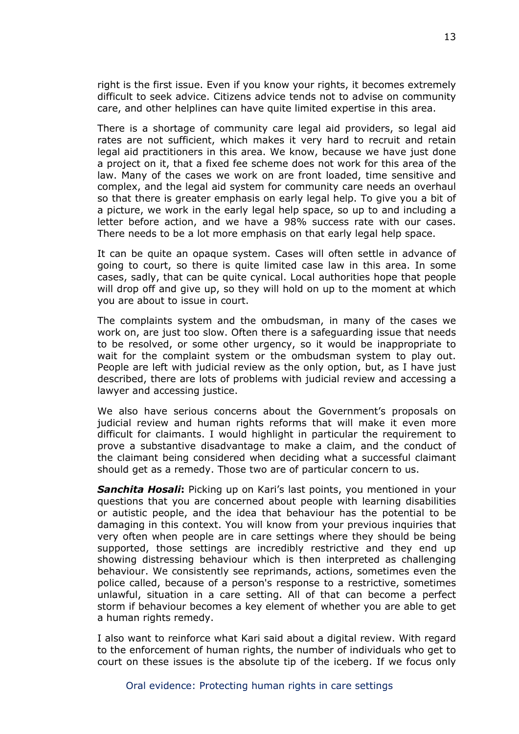right is the first issue. Even if you know your rights, it becomes extremely difficult to seek advice. Citizens advice tends not to advise on community care, and other helplines can have quite limited expertise in this area.

There is a shortage of community care legal aid providers, so legal aid rates are not sufficient, which makes it very hard to recruit and retain legal aid practitioners in this area. We know, because we have just done a project on it, that a fixed fee scheme does not work for this area of the law. Many of the cases we work on are front loaded, time sensitive and complex, and the legal aid system for community care needs an overhaul so that there is greater emphasis on early legal help. To give you a bit of a picture, we work in the early legal help space, so up to and including a letter before action, and we have a 98% success rate with our cases. There needs to be a lot more emphasis on that early legal help space.

It can be quite an opaque system. Cases will often settle in advance of going to court, so there is quite limited case law in this area. In some cases, sadly, that can be quite cynical. Local authorities hope that people will drop off and give up, so they will hold on up to the moment at which you are about to issue in court.

The complaints system and the ombudsman, in many of the cases we work on, are just too slow. Often there is a safeguarding issue that needs to be resolved, or some other urgency, so it would be inappropriate to wait for the complaint system or the ombudsman system to play out. People are left with judicial review as the only option, but, as I have just described, there are lots of problems with judicial review and accessing a lawyer and accessing justice.

We also have serious concerns about the Government's proposals on judicial review and human rights reforms that will make it even more difficult for claimants. I would highlight in particular the requirement to prove a substantive disadvantage to make a claim, and the conduct of the claimant being considered when deciding what a successful claimant should get as a remedy. Those two are of particular concern to us.

***Sanchita Hosali*:** Picking up on Kari's last points, you mentioned in your questions that you are concerned about people with learning disabilities or autistic people, and the idea that behaviour has the potential to be damaging in this context. You will know from your previous inquiries that very often when people are in care settings where they should be being supported, those settings are incredibly restrictive and they end up showing distressing behaviour which is then interpreted as challenging behaviour. We consistently see reprimands, actions, sometimes even the police called, because of a person's response to a restrictive, sometimes unlawful, situation in a care setting. All of that can become a perfect storm if behaviour becomes a key element of whether you are able to get a human rights remedy.

I also want to reinforce what Kari said about a digital review. With regard to the enforcement of human rights, the number of individuals who get to court on these issues is the absolute tip of the iceberg. If we focus only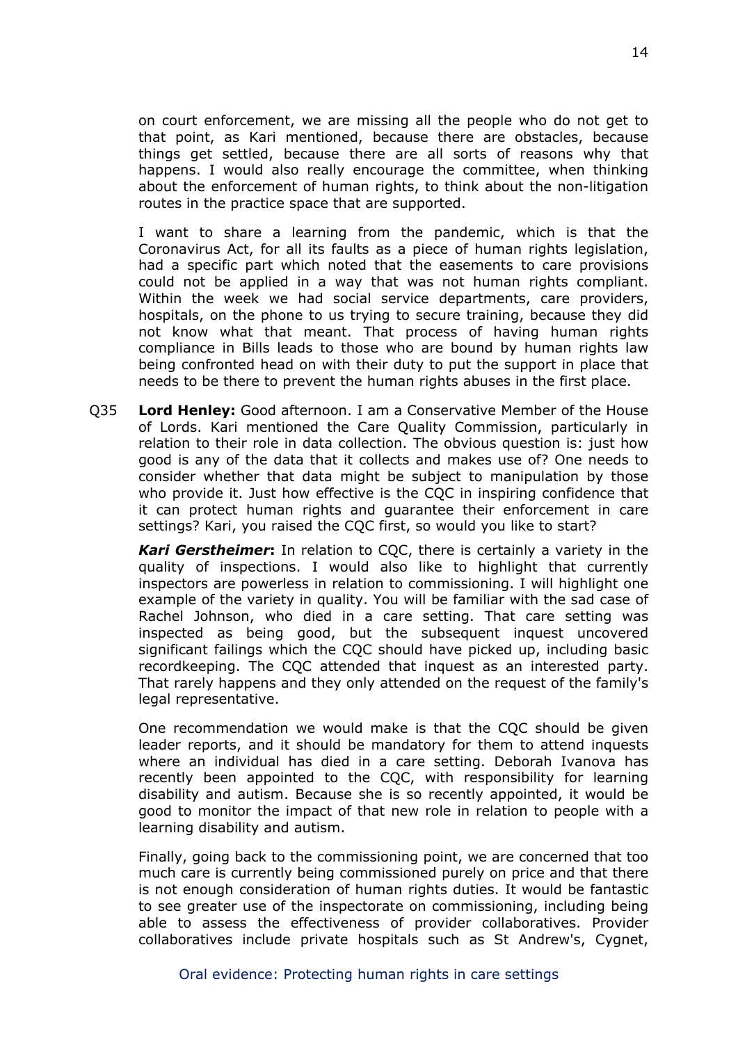on court enforcement, we are missing all the people who do not get to that point, as Kari mentioned, because there are obstacles, because things get settled, because there are all sorts of reasons why that happens. I would also really encourage the committee, when thinking about the enforcement of human rights, to think about the non-litigation routes in the practice space that are supported.

I want to share a learning from the pandemic, which is that the Coronavirus Act, for all its faults as a piece of human rights legislation, had a specific part which noted that the easements to care provisions could not be applied in a way that was not human rights compliant. Within the week we had social service departments, care providers, hospitals, on the phone to us trying to secure training, because they did not know what that meant. That process of having human rights compliance in Bills leads to those who are bound by human rights law being confronted head on with their duty to put the support in place that needs to be there to prevent the human rights abuses in the first place.

Q35 **Lord Henley:** Good afternoon. I am a Conservative Member of the House of Lords. Kari mentioned the Care Quality Commission, particularly in relation to their role in data collection. The obvious question is: just how good is any of the data that it collects and makes use of? One needs to consider whether that data might be subject to manipulation by those who provide it. Just how effective is the CQC in inspiring confidence that it can protect human rights and guarantee their enforcement in care settings? Kari, you raised the CQC first, so would you like to start?

***Kari Gerstheimer*:** In relation to CQC, there is certainly a variety in the quality of inspections. I would also like to highlight that currently inspectors are powerless in relation to commissioning. I will highlight one example of the variety in quality. You will be familiar with the sad case of Rachel Johnson, who died in a care setting. That care setting was inspected as being good, but the subsequent inquest uncovered significant failings which the CQC should have picked up, including basic recordkeeping. The CQC attended that inquest as an interested party. That rarely happens and they only attended on the request of the family's legal representative.

One recommendation we would make is that the CQC should be given leader reports, and it should be mandatory for them to attend inquests where an individual has died in a care setting. Deborah Ivanova has recently been appointed to the CQC, with responsibility for learning disability and autism. Because she is so recently appointed, it would be good to monitor the impact of that new role in relation to people with a learning disability and autism.

Finally, going back to the commissioning point, we are concerned that too much care is currently being commissioned purely on price and that there is not enough consideration of human rights duties. It would be fantastic to see greater use of the inspectorate on commissioning, including being able to assess the effectiveness of provider collaboratives. Provider collaboratives include private hospitals such as St Andrew's, Cygnet,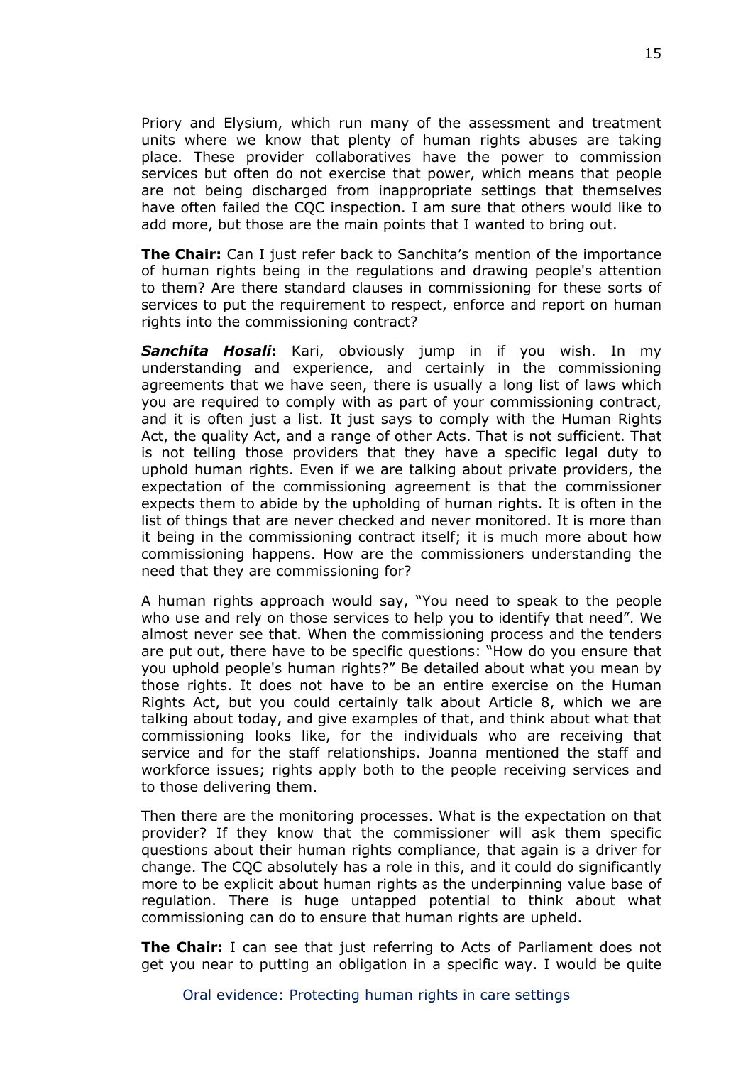Priory and Elysium, which run many of the assessment and treatment units where we know that plenty of human rights abuses are taking place. These provider collaboratives have the power to commission services but often do not exercise that power, which means that people are not being discharged from inappropriate settings that themselves have often failed the CQC inspection. I am sure that others would like to add more, but those are the main points that I wanted to bring out.

**The Chair:** Can I just refer back to Sanchita's mention of the importance of human rights being in the regulations and drawing people's attention to them? Are there standard clauses in commissioning for these sorts of services to put the requirement to respect, enforce and report on human rights into the commissioning contract?

***Sanchita Hosali*:** Kari, obviously jump in if you wish. In my understanding and experience, and certainly in the commissioning agreements that we have seen, there is usually a long list of laws which you are required to comply with as part of your commissioning contract, and it is often just a list. It just says to comply with the Human Rights Act, the quality Act, and a range of other Acts. That is not sufficient. That is not telling those providers that they have a specific legal duty to uphold human rights. Even if we are talking about private providers, the expectation of the commissioning agreement is that the commissioner expects them to abide by the upholding of human rights. It is often in the list of things that are never checked and never monitored. It is more than it being in the commissioning contract itself; it is much more about how commissioning happens. How are the commissioners understanding the need that they are commissioning for?

A human rights approach would say, "You need to speak to the people who use and rely on those services to help you to identify that need". We almost never see that. When the commissioning process and the tenders are put out, there have to be specific questions: "How do you ensure that you uphold people's human rights?" Be detailed about what you mean by those rights. It does not have to be an entire exercise on the Human Rights Act, but you could certainly talk about Article 8, which we are talking about today, and give examples of that, and think about what that commissioning looks like, for the individuals who are receiving that service and for the staff relationships. Joanna mentioned the staff and workforce issues; rights apply both to the people receiving services and to those delivering them.

Then there are the monitoring processes. What is the expectation on that provider? If they know that the commissioner will ask them specific questions about their human rights compliance, that again is a driver for change. The CQC absolutely has a role in this, and it could do significantly more to be explicit about human rights as the underpinning value base of regulation. There is huge untapped potential to think about what commissioning can do to ensure that human rights are upheld.

**The Chair:** I can see that just referring to Acts of Parliament does not get you near to putting an obligation in a specific way. I would be quite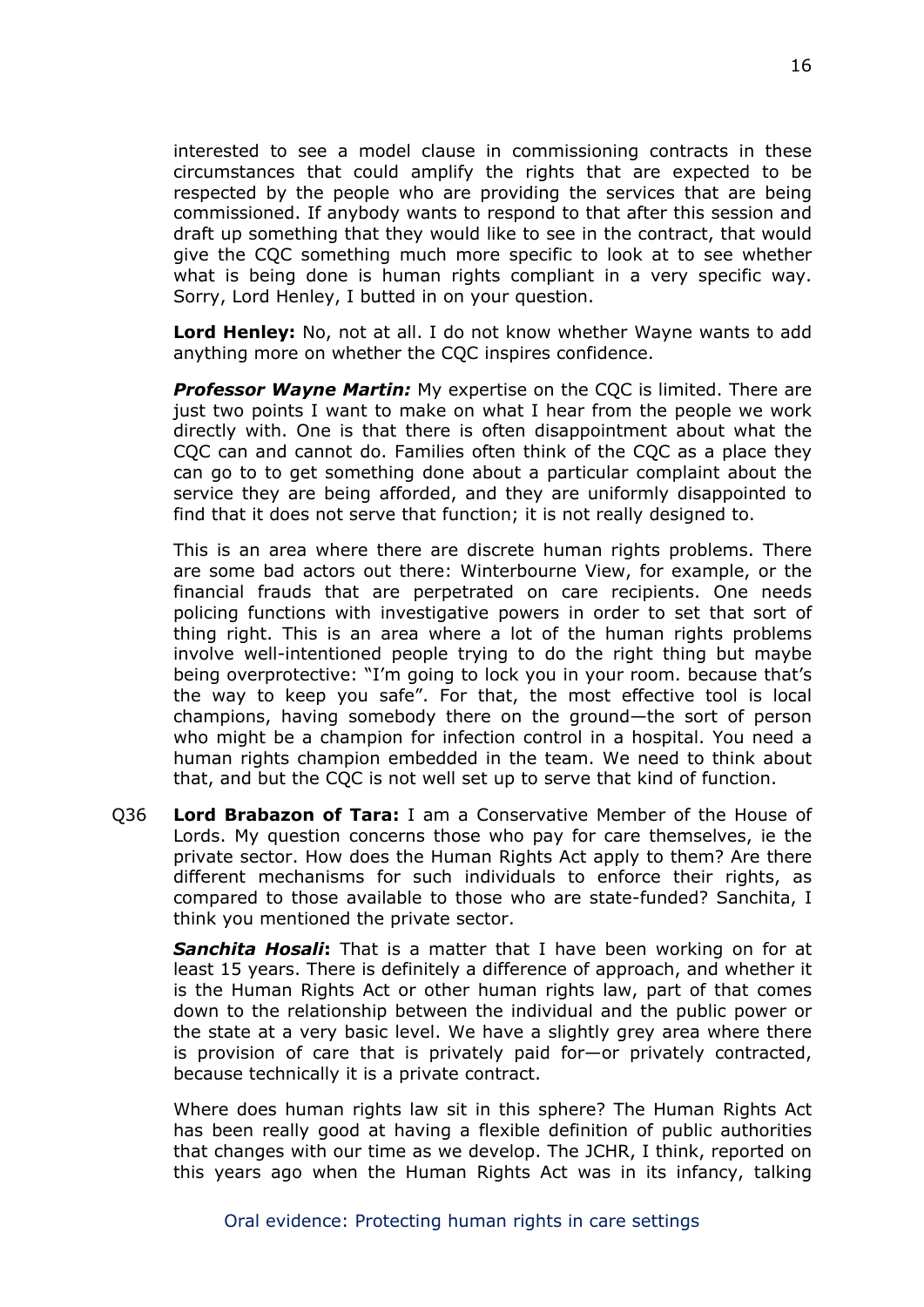interested to see a model clause in commissioning contracts in these circumstances that could amplify the rights that are expected to be respected by the people who are providing the services that are being commissioned. If anybody wants to respond to that after this session and draft up something that they would like to see in the contract, that would give the CQC something much more specific to look at to see whether what is being done is human rights compliant in a very specific way. Sorry, Lord Henley, I butted in on your question.

**Lord Henley:** No, not at all. I do not know whether Wayne wants to add anything more on whether the CQC inspires confidence.

***Professor Wayne Martin:*** My expertise on the CQC is limited. There are just two points I want to make on what I hear from the people we work directly with. One is that there is often disappointment about what the CQC can and cannot do. Families often think of the CQC as a place they can go to to get something done about a particular complaint about the service they are being afforded, and they are uniformly disappointed to find that it does not serve that function; it is not really designed to.

This is an area where there are discrete human rights problems. There are some bad actors out there: Winterbourne View, for example, or the financial frauds that are perpetrated on care recipients. One needs policing functions with investigative powers in order to set that sort of thing right. This is an area where a lot of the human rights problems involve well-intentioned people trying to do the right thing but maybe being overprotective: "I'm going to lock you in your room. because that's the way to keep you safe". For that, the most effective tool is local champions, having somebody there on the ground—the sort of person who might be a champion for infection control in a hospital. You need a human rights champion embedded in the team. We need to think about that, and but the CQC is not well set up to serve that kind of function.

Q36 **Lord Brabazon of Tara:** I am a Conservative Member of the House of Lords. My question concerns those who pay for care themselves, ie the private sector. How does the Human Rights Act apply to them? Are there different mechanisms for such individuals to enforce their rights, as compared to those available to those who are state-funded? Sanchita, I think you mentioned the private sector.

***Sanchita Hosali*:** That is a matter that I have been working on for at least 15 years. There is definitely a difference of approach, and whether it is the Human Rights Act or other human rights law, part of that comes down to the relationship between the individual and the public power or the state at a very basic level. We have a slightly grey area where there is provision of care that is privately paid for—or privately contracted, because technically it is a private contract.

Where does human rights law sit in this sphere? The Human Rights Act has been really good at having a flexible definition of public authorities that changes with our time as we develop. The JCHR, I think, reported on this years ago when the Human Rights Act was in its infancy, talking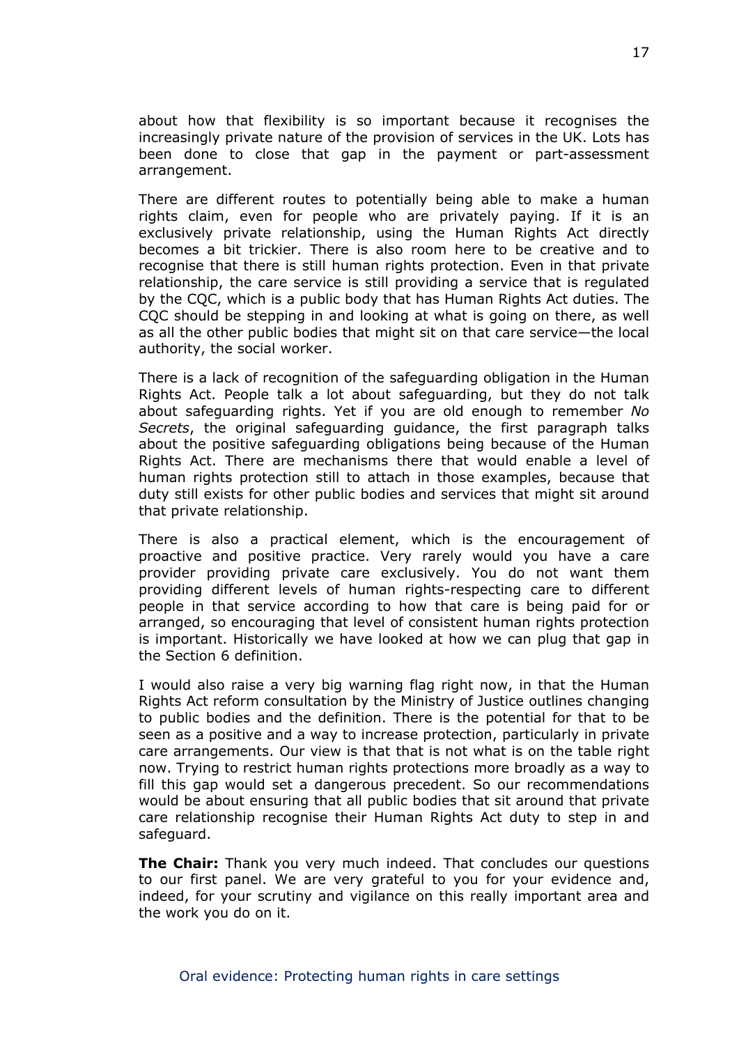about how that flexibility is so important because it recognises the increasingly private nature of the provision of services in the UK. Lots has been done to close that gap in the payment or part-assessment arrangement.

There are different routes to potentially being able to make a human rights claim, even for people who are privately paying. If it is an exclusively private relationship, using the Human Rights Act directly becomes a bit trickier. There is also room here to be creative and to recognise that there is still human rights protection. Even in that private relationship, the care service is still providing a service that is regulated by the CQC, which is a public body that has Human Rights Act duties. The CQC should be stepping in and looking at what is going on there, as well as all the other public bodies that might sit on that care service—the local authority, the social worker.

There is a lack of recognition of the safeguarding obligation in the Human Rights Act. People talk a lot about safeguarding, but they do not talk about safeguarding rights. Yet if you are old enough to remember *No Secrets*, the original safeguarding guidance, the first paragraph talks about the positive safeguarding obligations being because of the Human Rights Act. There are mechanisms there that would enable a level of human rights protection still to attach in those examples, because that duty still exists for other public bodies and services that might sit around that private relationship.

There is also a practical element, which is the encouragement of proactive and positive practice. Very rarely would you have a care provider providing private care exclusively. You do not want them providing different levels of human rights-respecting care to different people in that service according to how that care is being paid for or arranged, so encouraging that level of consistent human rights protection is important. Historically we have looked at how we can plug that gap in the Section 6 definition.

I would also raise a very big warning flag right now, in that the Human Rights Act reform consultation by the Ministry of Justice outlines changing to public bodies and the definition. There is the potential for that to be seen as a positive and a way to increase protection, particularly in private care arrangements. Our view is that that is not what is on the table right now. Trying to restrict human rights protections more broadly as a way to fill this gap would set a dangerous precedent. So our recommendations would be about ensuring that all public bodies that sit around that private care relationship recognise their Human Rights Act duty to step in and safeguard.

**The Chair:** Thank you very much indeed. That concludes our questions to our first panel. We are very grateful to you for your evidence and, indeed, for your scrutiny and vigilance on this really important area and the work you do on it.